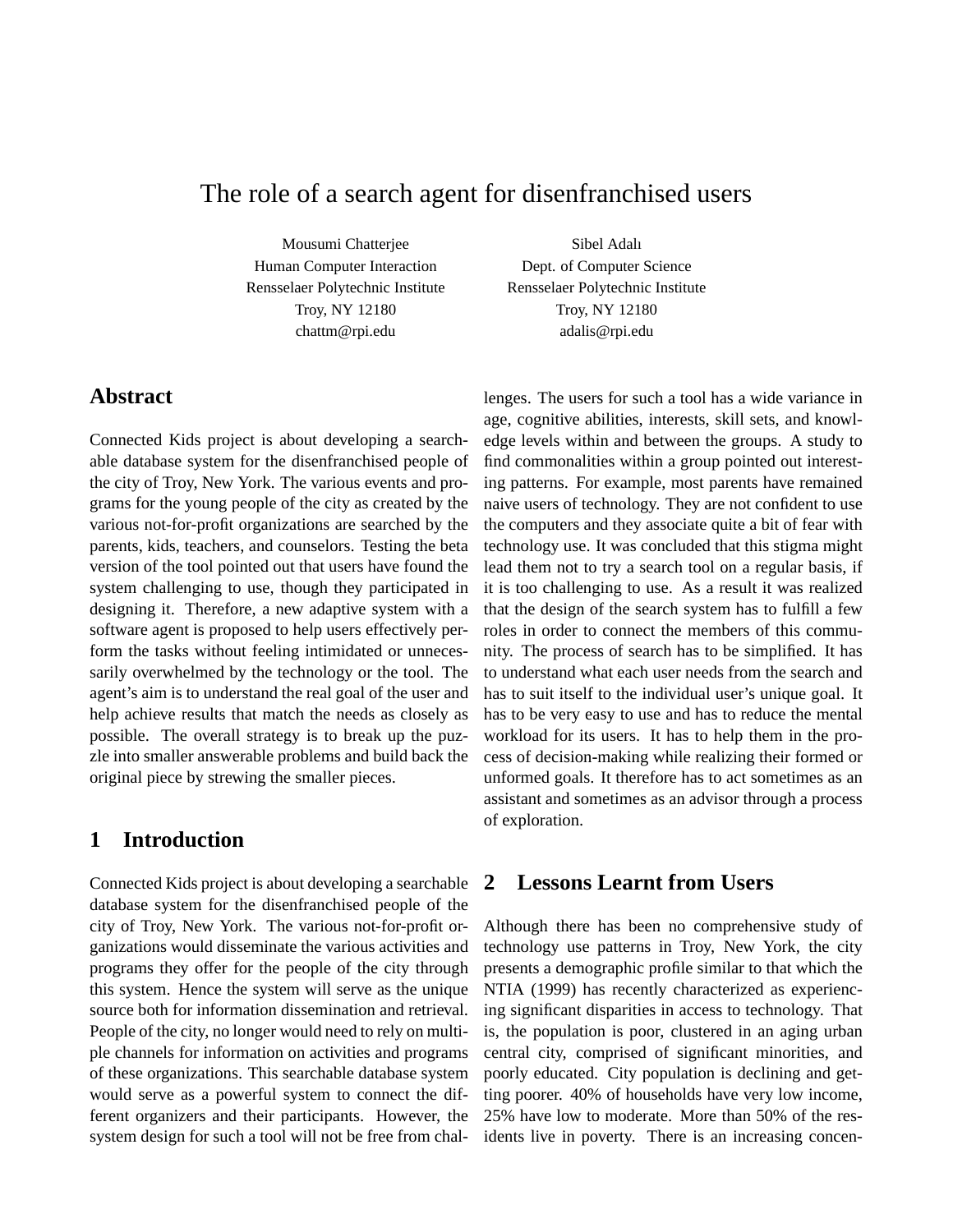# The role of a search agent for disenfranchised users

Mousumi Chatterjee
Human Computer Interaction
Rensselaer Polytechnic Institute
Troy, NY 12180
chattm@rpi.edu

Sibel Adalı
Dept. of Computer Science
Rensselaer Polytechnic Institute
Troy, NY 12180
adalis@rpi.edu

## Abstract

Connected Kids project is about developing a searchable database system for the disenfranchised people of the city of Troy, New York. The various events and programs for the young people of the city as created by the various not-for-profit organizations are searched by the parents, kids, teachers, and counselors. Testing the beta version of the tool pointed out that users have found the system challenging to use, though they participated in designing it. Therefore, a new adaptive system with a software agent is proposed to help users effectively perform the tasks without feeling intimidated or unnecessarily overwhelmed by the technology or the tool. The agent's aim is to understand the real goal of the user and help achieve results that match the needs as closely as possible. The overall strategy is to break up the puzzle into smaller answerable problems and build back the original piece by strewing the smaller pieces.

## 1 Introduction

Connected Kids project is about developing a searchable database system for the disenfranchised people of the city of Troy, New York. The various not-for-profit organizations would disseminate the various activities and programs they offer for the people of the city through this system. Hence the system will serve as the unique source both for information dissemination and retrieval. People of the city, no longer would need to rely on multiple channels for information on activities and programs of these organizations. This searchable database system would serve as a powerful system to connect the different organizers and their participants. However, the system design for such a tool will not be free from challenges. The users for such a tool has a wide variance in age, cognitive abilities, interests, skill sets, and knowledge levels within and between the groups. A study to find commonalities within a group pointed out interesting patterns. For example, most parents have remained naive users of technology. They are not confident to use the computers and they associate quite a bit of fear with technology use. It was concluded that this stigma might lead them not to try a search tool on a regular basis, if it is too challenging to use. As a result it was realized that the design of the search system has to fulfill a few roles in order to connect the members of this community. The process of search has to be simplified. It has to understand what each user needs from the search and has to suit itself to the individual user's unique goal. It has to be very easy to use and has to reduce the mental workload for its users. It has to help them in the process of decision-making while realizing their formed or unformed goals. It therefore has to act sometimes as an assistant and sometimes as an advisor through a process of exploration.

## 2 Lessons Learnt from Users

Although there has been no comprehensive study of technology use patterns in Troy, New York, the city presents a demographic profile similar to that which the NTIA (1999) has recently characterized as experiencing significant disparities in access to technology. That is, the population is poor, clustered in an aging urban central city, comprised of significant minorities, and poorly educated. City population is declining and getting poorer. 40% of households have very low income, 25% have low to moderate. More than 50% of the residents live in poverty. There is an increasing concen-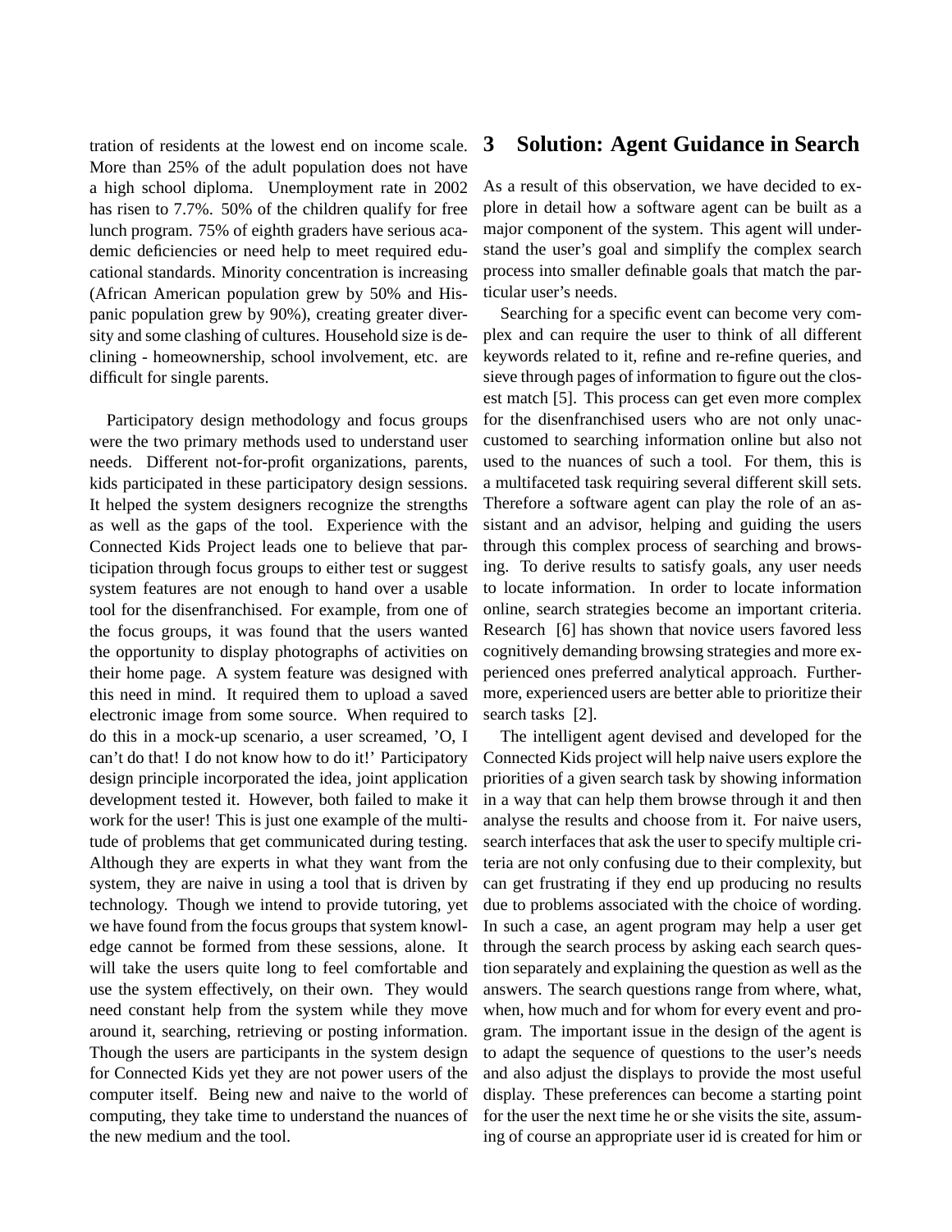tration of residents at the lowest end on income scale. More than 25% of the adult population does not have a high school diploma. Unemployment rate in 2002 has risen to 7.7%. 50% of the children qualify for free lunch program. 75% of eighth graders have serious academic deficiencies or need help to meet required educational standards. Minority concentration is increasing (African American population grew by 50% and Hispanic population grew by 90%), creating greater diversity and some clashing of cultures. Household size is declining - homeownership, school involvement, etc. are difficult for single parents.

Participatory design methodology and focus groups were the two primary methods used to understand user needs. Different not-for-profit organizations, parents, kids participated in these participatory design sessions. It helped the system designers recognize the strengths as well as the gaps of the tool. Experience with the Connected Kids Project leads one to believe that participation through focus groups to either test or suggest system features are not enough to hand over a usable tool for the disenfranchised. For example, from one of the focus groups, it was found that the users wanted the opportunity to display photographs of activities on their home page. A system feature was designed with this need in mind. It required them to upload a saved electronic image from some source. When required to do this in a mock-up scenario, a user screamed, 'O, I can't do that! I do not know how to do it!' Participatory design principle incorporated the idea, joint application development tested it. However, both failed to make it work for the user! This is just one example of the multitude of problems that get communicated during testing. Although they are experts in what they want from the system, they are naive in using a tool that is driven by technology. Though we intend to provide tutoring, yet we have found from the focus groups that system knowledge cannot be formed from these sessions, alone. It will take the users quite long to feel comfortable and use the system effectively, on their own. They would need constant help from the system while they move around it, searching, retrieving or posting information. Though the users are participants in the system design for Connected Kids yet they are not power users of the computer itself. Being new and naive to the world of computing, they take time to understand the nuances of the new medium and the tool.

## 3 Solution: Agent Guidance in Search

As a result of this observation, we have decided to explore in detail how a software agent can be built as a major component of the system. This agent will understand the user's goal and simplify the complex search process into smaller definable goals that match the particular user's needs.

Searching for a specific event can become very complex and can require the user to think of all different keywords related to it, refine and re-refine queries, and sieve through pages of information to figure out the closest match [5]. This process can get even more complex for the disenfranchised users who are not only unaccustomed to searching information online but also not used to the nuances of such a tool. For them, this is a multifaceted task requiring several different skill sets. Therefore a software agent can play the role of an assistant and an advisor, helping and guiding the users through this complex process of searching and browsing. To derive results to satisfy goals, any user needs to locate information. In order to locate information online, search strategies become an important criteria. Research [6] has shown that novice users favored less cognitively demanding browsing strategies and more experienced ones preferred analytical approach. Furthermore, experienced users are better able to prioritize their search tasks [2].

The intelligent agent devised and developed for the Connected Kids project will help naive users explore the priorities of a given search task by showing information in a way that can help them browse through it and then analyse the results and choose from it. For naive users, search interfaces that ask the user to specify multiple criteria are not only confusing due to their complexity, but can get frustrating if they end up producing no results due to problems associated with the choice of wording. In such a case, an agent program may help a user get through the search process by asking each search question separately and explaining the question as well as the answers. The search questions range from where, what, when, how much and for whom for every event and program. The important issue in the design of the agent is to adapt the sequence of questions to the user's needs and also adjust the displays to provide the most useful display. These preferences can become a starting point for the user the next time he or she visits the site, assuming of course an appropriate user id is created for him or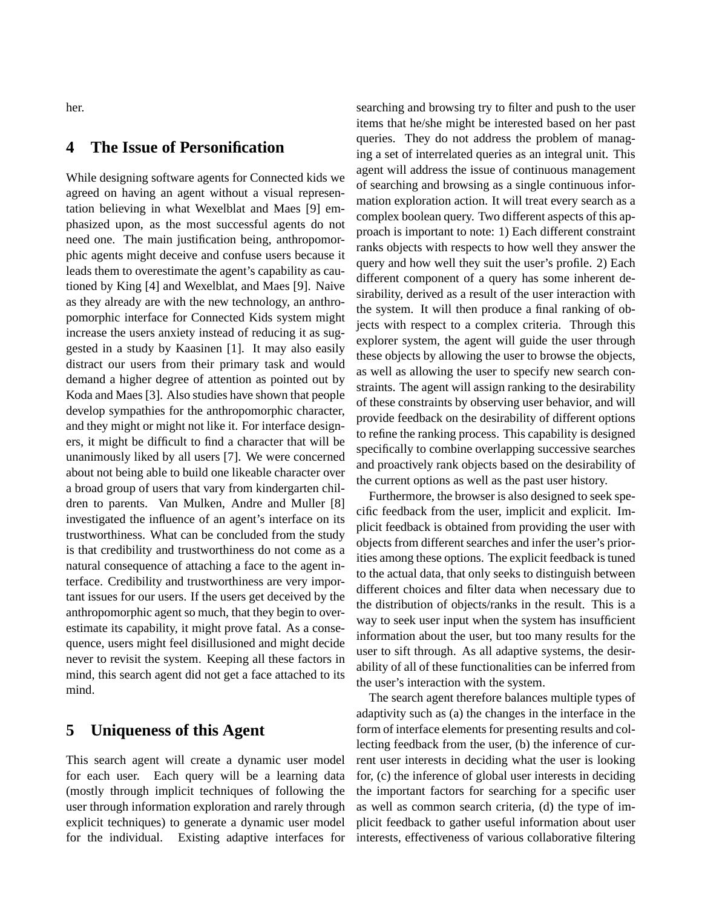her.

## 4 The Issue of Personification

While designing software agents for Connected kids we agreed on having an agent without a visual representation believing in what Wexelblat and Maes [9] emphasized upon, as the most successful agents do not need one. The main justification being, anthropomorphic agents might deceive and confuse users because it leads them to overestimate the agent's capability as cautioned by King [4] and Wexelblat, and Maes [9]. Naive as they already are with the new technology, an anthropomorphic interface for Connected Kids system might increase the users anxiety instead of reducing it as suggested in a study by Kaasinen [1]. It may also easily distract our users from their primary task and would demand a higher degree of attention as pointed out by Koda and Maes [3]. Also studies have shown that people develop sympathies for the anthropomorphic character, and they might or might not like it. For interface designers, it might be difficult to find a character that will be unanimously liked by all users [7]. We were concerned about not being able to build one likeable character over a broad group of users that vary from kindergarten children to parents. Van Mulken, Andre and Muller [8] investigated the influence of an agent's interface on its trustworthiness. What can be concluded from the study is that credibility and trustworthiness do not come as a natural consequence of attaching a face to the agent interface. Credibility and trustworthiness are very important issues for our users. If the users get deceived by the anthropomorphic agent so much, that they begin to overestimate its capability, it might prove fatal. As a consequence, users might feel disillusioned and might decide never to revisit the system. Keeping all these factors in mind, this search agent did not get a face attached to its mind.

## 5 Uniqueness of this Agent

This search agent will create a dynamic user model for each user. Each query will be a learning data (mostly through implicit techniques of following the user through information exploration and rarely through explicit techniques) to generate a dynamic user model for the individual. Existing adaptive interfaces for searching and browsing try to filter and push to the user items that he/she might be interested based on her past queries. They do not address the problem of managing a set of interrelated queries as an integral unit. This agent will address the issue of continuous management of searching and browsing as a single continuous information exploration action. It will treat every search as a complex boolean query. Two different aspects of this approach is important to note: 1) Each different constraint ranks objects with respects to how well they answer the query and how well they suit the user's profile. 2) Each different component of a query has some inherent desirability, derived as a result of the user interaction with the system. It will then produce a final ranking of objects with respect to a complex criteria. Through this explorer system, the agent will guide the user through these objects by allowing the user to browse the objects, as well as allowing the user to specify new search constraints. The agent will assign ranking to the desirability of these constraints by observing user behavior, and will provide feedback on the desirability of different options to refine the ranking process. This capability is designed specifically to combine overlapping successive searches and proactively rank objects based on the desirability of the current options as well as the past user history.

Furthermore, the browser is also designed to seek specific feedback from the user, implicit and explicit. Implicit feedback is obtained from providing the user with objects from different searches and infer the user's priorities among these options. The explicit feedback is tuned to the actual data, that only seeks to distinguish between different choices and filter data when necessary due to the distribution of objects/ranks in the result. This is a way to seek user input when the system has insufficient information about the user, but too many results for the user to sift through. As all adaptive systems, the desirability of all of these functionalities can be inferred from the user's interaction with the system.

The search agent therefore balances multiple types of adaptivity such as (a) the changes in the interface in the form of interface elements for presenting results and collecting feedback from the user, (b) the inference of current user interests in deciding what the user is looking for, (c) the inference of global user interests in deciding the important factors for searching for a specific user as well as common search criteria, (d) the type of implicit feedback to gather useful information about user interests, effectiveness of various collaborative filtering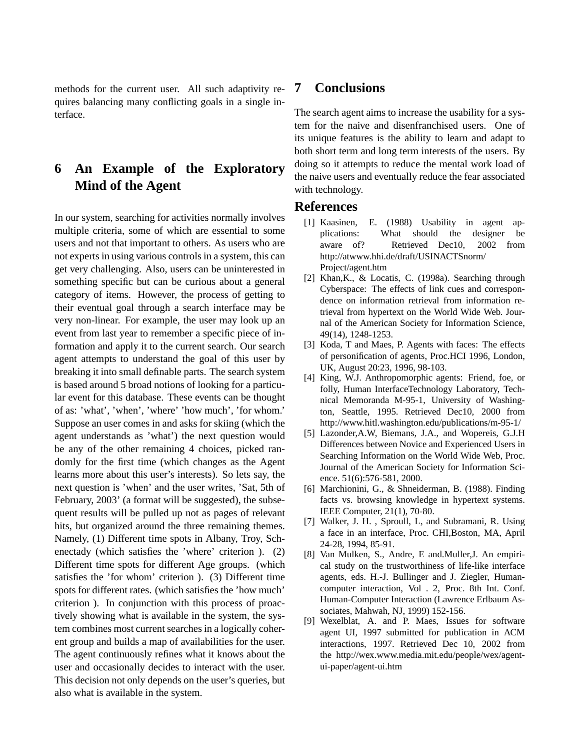methods for the current user. All such adaptivity requires balancing many conflicting goals in a single interface.

## 6 An Example of the Exploratory Mind of the Agent

In our system, searching for activities normally involves multiple criteria, some of which are essential to some users and not that important to others. As users who are not experts in using various controls in a system, this can get very challenging. Also, users can be uninterested in something specific but can be curious about a general category of items. However, the process of getting to their eventual goal through a search interface may be very non-linear. For example, the user may look up an event from last year to remember a specific piece of information and apply it to the current search. Our search agent attempts to understand the goal of this user by breaking it into small definable parts. The search system is based around 5 broad notions of looking for a particular event for this database. These events can be thought of as: 'what', 'when', 'where' 'how much', 'for whom.' Suppose an user comes in and asks for skiing (which the agent understands as 'what') the next question would be any of the other remaining 4 choices, picked randomly for the first time (which changes as the Agent learns more about this user's interests). So lets say, the next question is 'when' and the user writes, 'Sat, 5th of February, 2003' (a format will be suggested), the subsequent results will be pulled up not as pages of relevant hits, but organized around the three remaining themes. Namely, (1) Different time spots in Albany, Troy, Schenectady (which satisfies the 'where' criterion ). (2) Different time spots for different Age groups. (which satisfies the 'for whom' criterion ). (3) Different time spots for different rates. (which satisfies the 'how much' criterion ). In conjunction with this process of proactively showing what is available in the system, the system combines most current searches in a logically coherent group and builds a map of availabilities for the user. The agent continuously refines what it knows about the user and occasionally decides to interact with the user. This decision not only depends on the user's queries, but also what is available in the system.

## 7 Conclusions

The search agent aims to increase the usability for a system for the naive and disenfranchised users. One of its unique features is the ability to learn and adapt to both short term and long term interests of the users. By doing so it attempts to reduce the mental work load of the naive users and eventually reduce the fear associated with technology.

## References

[1] Kaasinen, E. (1988) Usability in agent applications: What should the designer be aware of? Retrieved Dec10, 2002 from http://atwww.hhi.de/draft/USINACTSnorm/Project/agent.htm

[2] Khan,K., & Locatis, C. (1998a). Searching through Cyberspace: The effects of link cues and correspondence on information retrieval from information retrieval from hypertext on the World Wide Web. Journal of the American Society for Information Science, 49(14), 1248-1253.

[3] Koda, T and Maes, P. Agents with faces: The effects of personification of agents, Proc.HCI 1996, London, UK, August 20:23, 1996, 98-103.

[4] King, W.J. Anthropomorphic agents: Friend, foe, or folly, Human InterfaceTechnology Laboratory, Technical Memoranda M-95-1, University of Washington, Seattle, 1995. Retrieved Dec10, 2000 from http://www.hitl.washington.edu/publications/m-95-1/

[5] Lazonder,A.W, Biemans, J.A., and Wopereis, G.J.H Differences between Novice and Experienced Users in Searching Information on the World Wide Web, Proc. Journal of the American Society for Information Science. 51(6):576-581, 2000.

[6] Marchionini, G., & Shneiderman, B. (1988). Finding facts vs. browsing knowledge in hypertext systems. IEEE Computer, 21(1), 70-80.

[7] Walker, J. H. , Sproull, L, and Subramani, R. Using a face in an interface, Proc. CHI,Boston, MA, April 24-28, 1994, 85-91.

[8] Van Mulken, S., Andre, E and.Muller,J. An empirical study on the trustworthiness of life-like interface agents, eds. H.-J. Bullinger and J. Ziegler, Human-computer interaction, Vol . 2, Proc. 8th Int. Conf. Human-Computer Interaction (Lawrence Erlbaum Associates, Mahwah, NJ, 1999) 152-156.

[9] Wexelblat, A. and P. Maes, Issues for software agent UI, 1997 submitted for publication in ACM interactions, 1997. Retrieved Dec 10, 2002 from the http://wex.www.media.mit.edu/people/wex/agent-ui-paper/agent-ui.htm